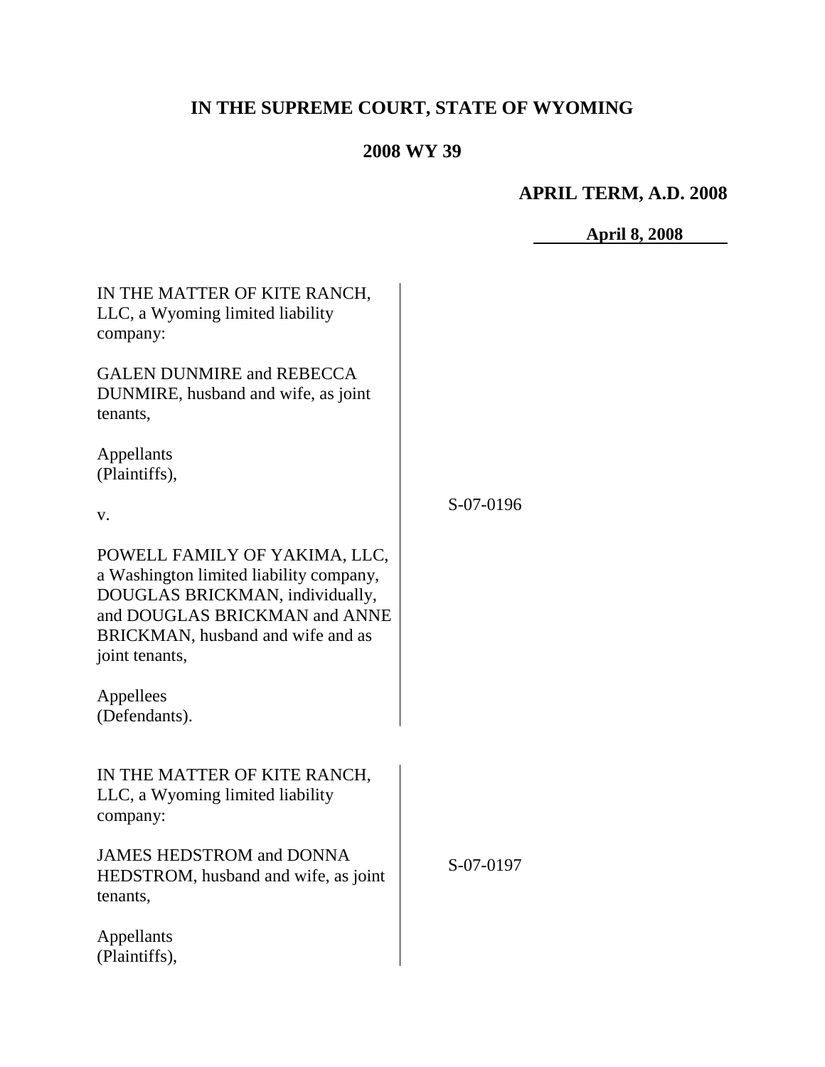**IN THE SUPREME COURT, STATE OF WYOMING**

**2008 WY 39**

**APRIL TERM, A.D. 2008**

**April 8, 2008**

| | |
|---|---|
| IN THE MATTER OF KITE RANCH, LLC, a Wyoming limited liability company:<br><br>GALEN DUNMIRE and REBECCA DUNMIRE, husband and wife, as joint tenants,<br><br>Appellants (Plaintiffs),<br><br>v.<br><br>POWELL FAMILY OF YAKIMA, LLC, a Washington limited liability company, DOUGLAS BRICKMAN, individually, and DOUGLAS BRICKMAN and ANNE BRICKMAN, husband and wife and as joint tenants,<br><br>Appellees (Defendants). | S-07-0196 |

| | |
|---|---|
| IN THE MATTER OF KITE RANCH, LLC, a Wyoming limited liability company:<br><br>JAMES HEDSTROM and DONNA HEDSTROM, husband and wife, as joint tenants,<br><br>Appellants (Plaintiffs), | S-07-0197 |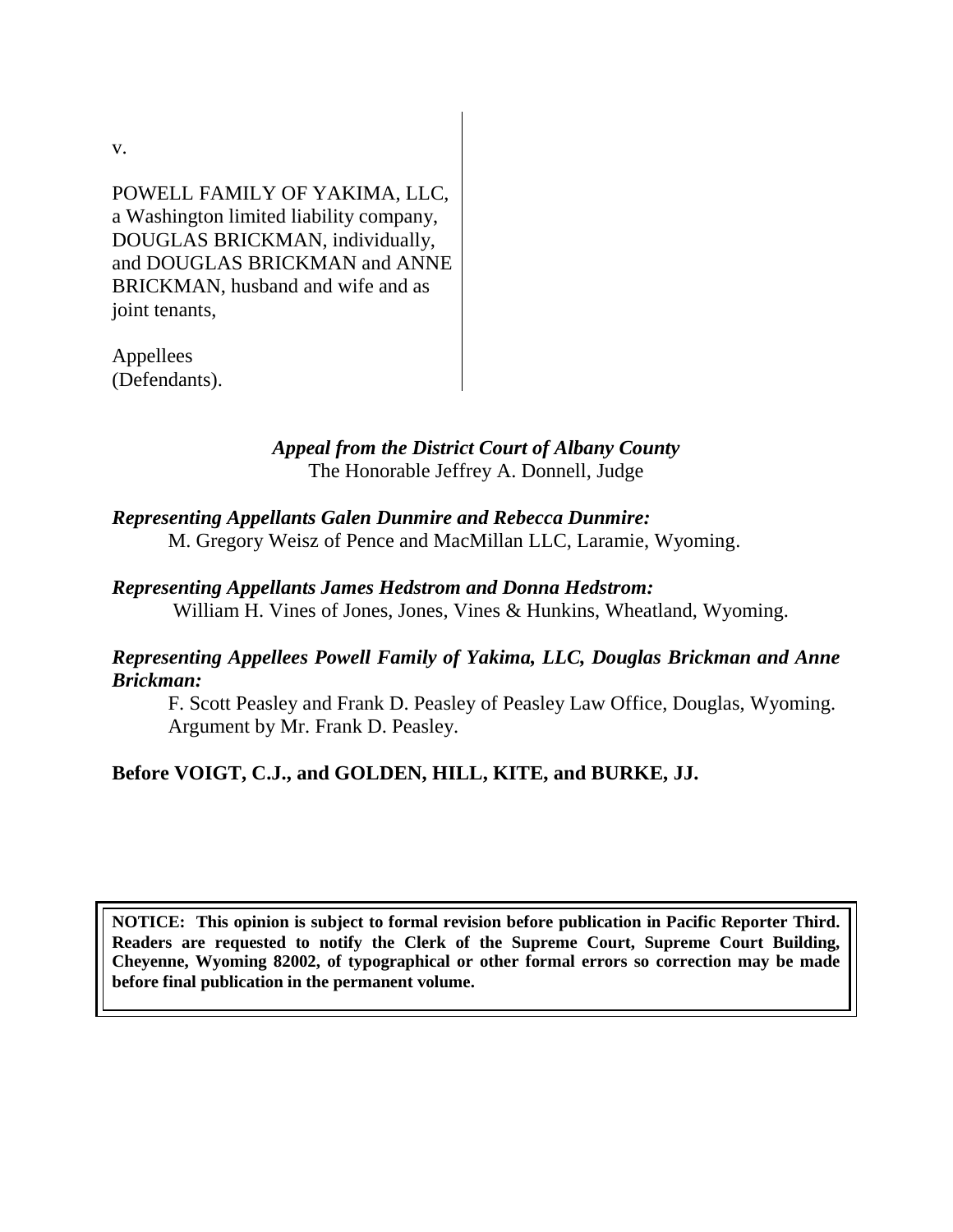v.

POWELL FAMILY OF YAKIMA, LLC, a Washington limited liability company, DOUGLAS BRICKMAN, individually, and DOUGLAS BRICKMAN and ANNE BRICKMAN, husband and wife and as joint tenants,

Appellees
(Defendants).

*Appeal from the District Court of Albany County*
The Honorable Jeffrey A. Donnell, Judge

***Representing Appellants Galen Dunmire and Rebecca Dunmire:***
M. Gregory Weisz of Pence and MacMillan LLC, Laramie, Wyoming.

***Representing Appellants James Hedstrom and Donna Hedstrom:***
William H. Vines of Jones, Jones, Vines & Hunkins, Wheatland, Wyoming.

***Representing Appellees Powell Family of Yakima, LLC, Douglas Brickman and Anne Brickman:***
F. Scott Peasley and Frank D. Peasley of Peasley Law Office, Douglas, Wyoming. Argument by Mr. Frank D. Peasley.

**Before VOIGT, C.J., and GOLDEN, HILL, KITE, and BURKE, JJ.**

**NOTICE: This opinion is subject to formal revision before publication in Pacific Reporter Third. Readers are requested to notify the Clerk of the Supreme Court, Supreme Court Building, Cheyenne, Wyoming 82002, of typographical or other formal errors so correction may be made before final publication in the permanent volume.**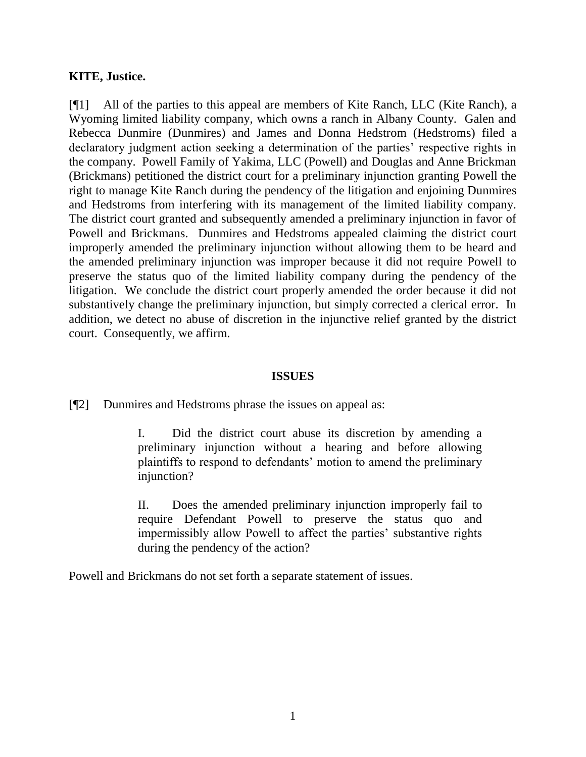**KITE, Justice.**

[¶1] All of the parties to this appeal are members of Kite Ranch, LLC (Kite Ranch), a Wyoming limited liability company, which owns a ranch in Albany County. Galen and Rebecca Dunmire (Dunmires) and James and Donna Hedstrom (Hedstroms) filed a declaratory judgment action seeking a determination of the parties' respective rights in the company. Powell Family of Yakima, LLC (Powell) and Douglas and Anne Brickman (Brickmans) petitioned the district court for a preliminary injunction granting Powell the right to manage Kite Ranch during the pendency of the litigation and enjoining Dunmires and Hedstroms from interfering with its management of the limited liability company. The district court granted and subsequently amended a preliminary injunction in favor of Powell and Brickmans. Dunmires and Hedstroms appealed claiming the district court improperly amended the preliminary injunction without allowing them to be heard and the amended preliminary injunction was improper because it did not require Powell to preserve the status quo of the limited liability company during the pendency of the litigation. We conclude the district court properly amended the order because it did not substantively change the preliminary injunction, but simply corrected a clerical error. In addition, we detect no abuse of discretion in the injunctive relief granted by the district court. Consequently, we affirm.

## ISSUES

[¶2] Dunmires and Hedstroms phrase the issues on appeal as:

> I. Did the district court abuse its discretion by amending a preliminary injunction without a hearing and before allowing plaintiffs to respond to defendants' motion to amend the preliminary injunction?
>
> II. Does the amended preliminary injunction improperly fail to require Defendant Powell to preserve the status quo and impermissibly allow Powell to affect the parties' substantive rights during the pendency of the action?

Powell and Brickmans do not set forth a separate statement of issues.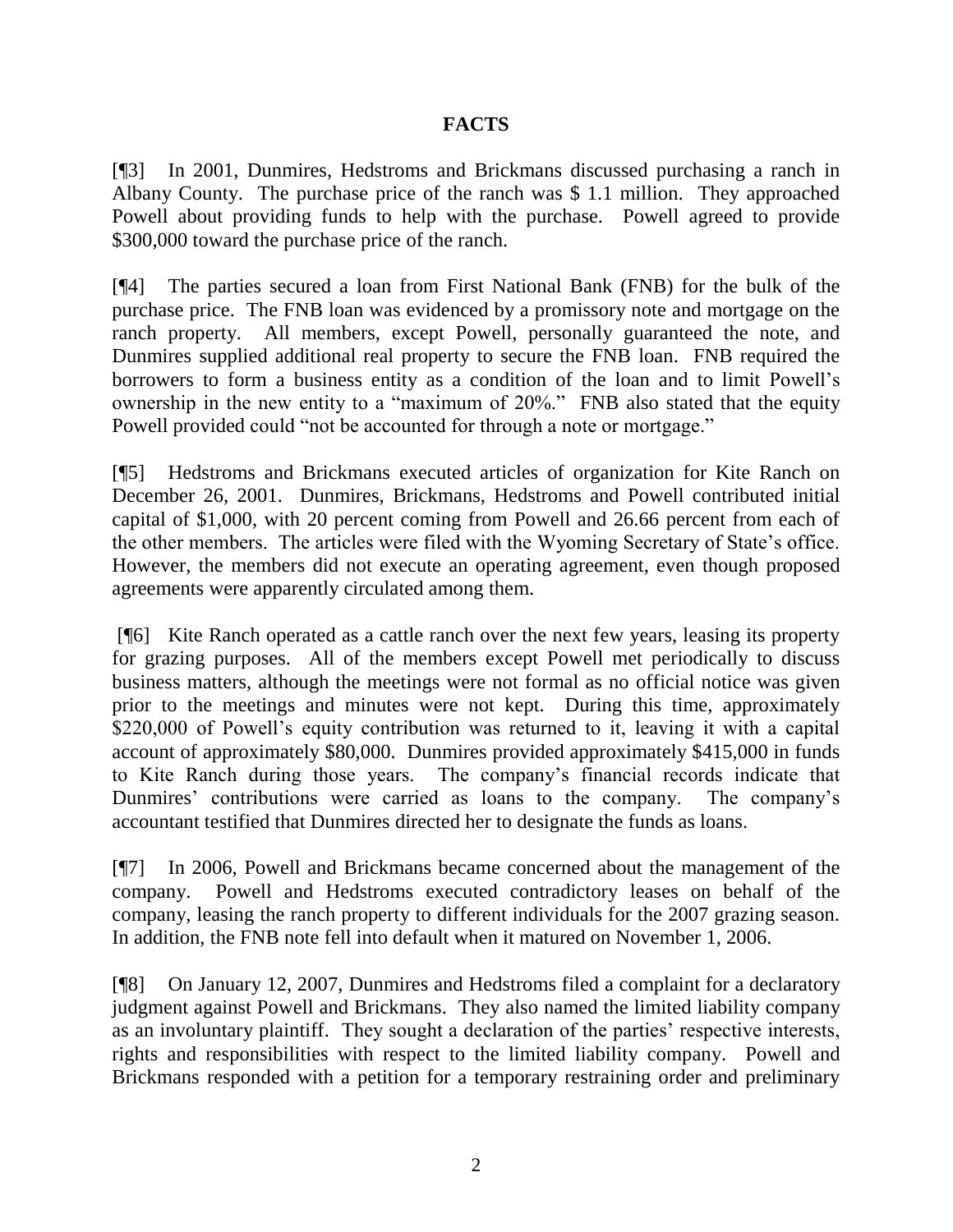## FACTS

[¶3] In 2001, Dunmires, Hedstroms and Brickmans discussed purchasing a ranch in Albany County. The purchase price of the ranch was $ 1.1 million. They approached Powell about providing funds to help with the purchase. Powell agreed to provide $300,000 toward the purchase price of the ranch.

[¶4] The parties secured a loan from First National Bank (FNB) for the bulk of the purchase price. The FNB loan was evidenced by a promissory note and mortgage on the ranch property. All members, except Powell, personally guaranteed the note, and Dunmires supplied additional real property to secure the FNB loan. FNB required the borrowers to form a business entity as a condition of the loan and to limit Powell's ownership in the new entity to a "maximum of 20%." FNB also stated that the equity Powell provided could "not be accounted for through a note or mortgage."

[¶5] Hedstroms and Brickmans executed articles of organization for Kite Ranch on December 26, 2001. Dunmires, Brickmans, Hedstroms and Powell contributed initial capital of $1,000, with 20 percent coming from Powell and 26.66 percent from each of the other members. The articles were filed with the Wyoming Secretary of State's office. However, the members did not execute an operating agreement, even though proposed agreements were apparently circulated among them.

[¶6] Kite Ranch operated as a cattle ranch over the next few years, leasing its property for grazing purposes. All of the members except Powell met periodically to discuss business matters, although the meetings were not formal as no official notice was given prior to the meetings and minutes were not kept. During this time, approximately $220,000 of Powell's equity contribution was returned to it, leaving it with a capital account of approximately $80,000. Dunmires provided approximately $415,000 in funds to Kite Ranch during those years. The company's financial records indicate that Dunmires' contributions were carried as loans to the company. The company's accountant testified that Dunmires directed her to designate the funds as loans.

[¶7] In 2006, Powell and Brickmans became concerned about the management of the company. Powell and Hedstroms executed contradictory leases on behalf of the company, leasing the ranch property to different individuals for the 2007 grazing season. In addition, the FNB note fell into default when it matured on November 1, 2006.

[¶8] On January 12, 2007, Dunmires and Hedstroms filed a complaint for a declaratory judgment against Powell and Brickmans. They also named the limited liability company as an involuntary plaintiff. They sought a declaration of the parties' respective interests, rights and responsibilities with respect to the limited liability company. Powell and Brickmans responded with a petition for a temporary restraining order and preliminary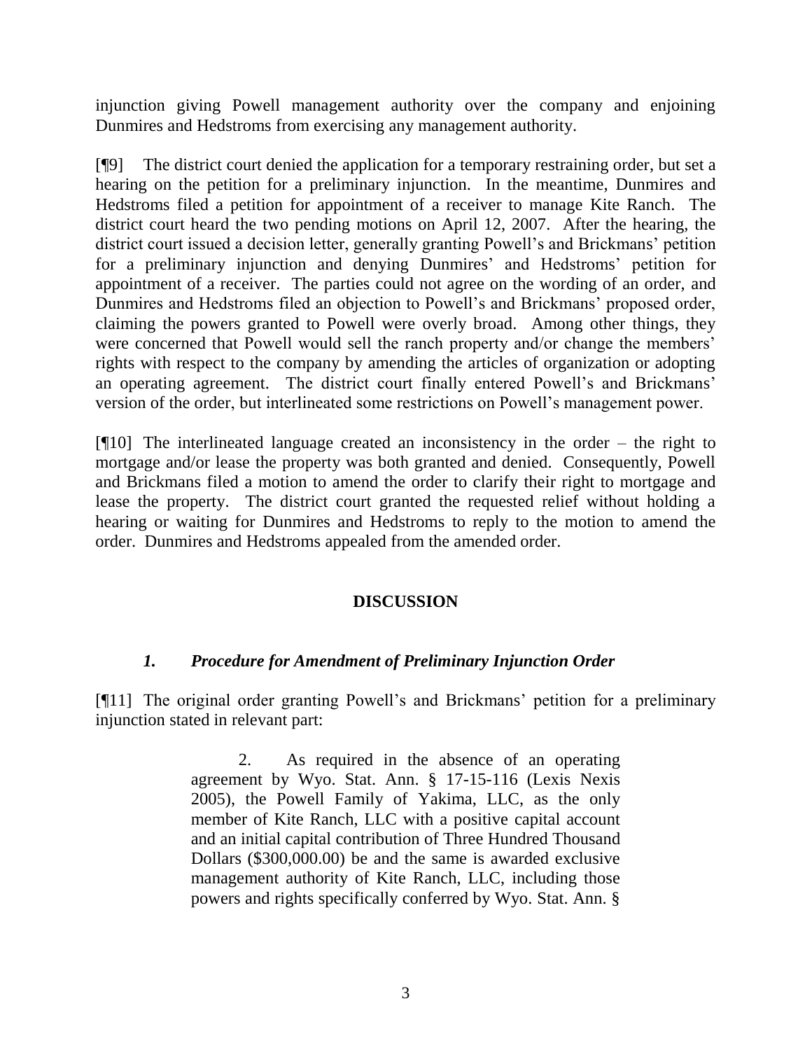injunction giving Powell management authority over the company and enjoining Dunmires and Hedstroms from exercising any management authority.

[¶9] The district court denied the application for a temporary restraining order, but set a hearing on the petition for a preliminary injunction. In the meantime, Dunmires and Hedstroms filed a petition for appointment of a receiver to manage Kite Ranch. The district court heard the two pending motions on April 12, 2007. After the hearing, the district court issued a decision letter, generally granting Powell's and Brickmans' petition for a preliminary injunction and denying Dunmires' and Hedstroms' petition for appointment of a receiver. The parties could not agree on the wording of an order, and Dunmires and Hedstroms filed an objection to Powell's and Brickmans' proposed order, claiming the powers granted to Powell were overly broad. Among other things, they were concerned that Powell would sell the ranch property and/or change the members' rights with respect to the company by amending the articles of organization or adopting an operating agreement. The district court finally entered Powell's and Brickmans' version of the order, but interlineated some restrictions on Powell's management power.

[¶10] The interlineated language created an inconsistency in the order – the right to mortgage and/or lease the property was both granted and denied. Consequently, Powell and Brickmans filed a motion to amend the order to clarify their right to mortgage and lease the property. The district court granted the requested relief without holding a hearing or waiting for Dunmires and Hedstroms to reply to the motion to amend the order. Dunmires and Hedstroms appealed from the amended order.

## DISCUSSION

### *1. Procedure for Amendment of Preliminary Injunction Order*

[¶11] The original order granting Powell's and Brickmans' petition for a preliminary injunction stated in relevant part:

> 2. As required in the absence of an operating agreement by Wyo. Stat. Ann. § 17-15-116 (Lexis Nexis 2005), the Powell Family of Yakima, LLC, as the only member of Kite Ranch, LLC with a positive capital account and an initial capital contribution of Three Hundred Thousand Dollars ($300,000.00) be and the same is awarded exclusive management authority of Kite Ranch, LLC, including those powers and rights specifically conferred by Wyo. Stat. Ann. §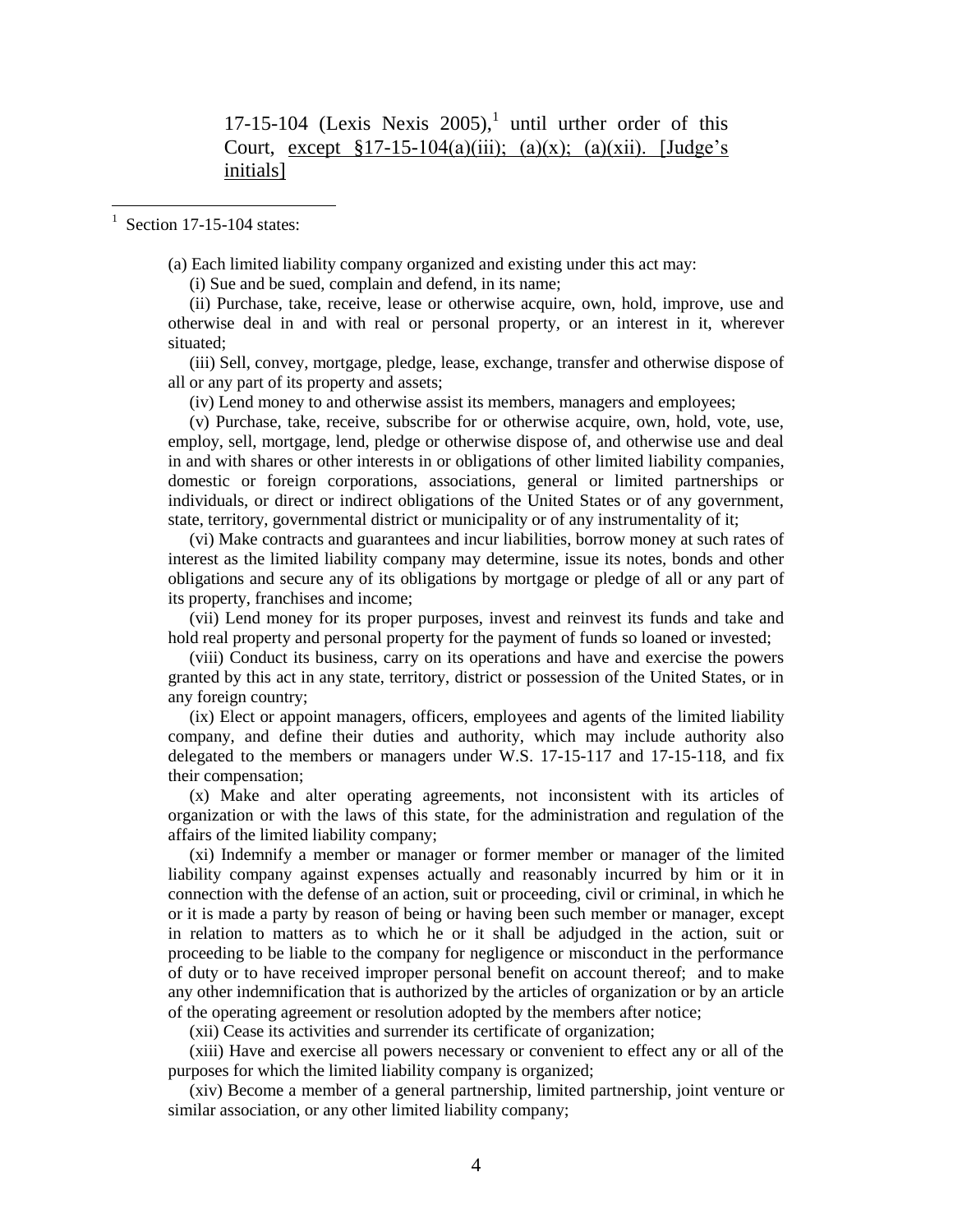17-15-104 (Lexis Nexis 2005),[1] until urther order of this Court, <u>except §17-15-104(a)(iii); (a)(x); (a)(xii). [Judge's initials]</u>

---

[1] Section 17-15-104 states:

(a) Each limited liability company organized and existing under this act may:

(i) Sue and be sued, complain and defend, in its name;

(ii) Purchase, take, receive, lease or otherwise acquire, own, hold, improve, use and otherwise deal in and with real or personal property, or an interest in it, wherever situated;

(iii) Sell, convey, mortgage, pledge, lease, exchange, transfer and otherwise dispose of all or any part of its property and assets;

(iv) Lend money to and otherwise assist its members, managers and employees;

(v) Purchase, take, receive, subscribe for or otherwise acquire, own, hold, vote, use, employ, sell, mortgage, lend, pledge or otherwise dispose of, and otherwise use and deal in and with shares or other interests in or obligations of other limited liability companies, domestic or foreign corporations, associations, general or limited partnerships or individuals, or direct or indirect obligations of the United States or of any government, state, territory, governmental district or municipality or of any instrumentality of it;

(vi) Make contracts and guarantees and incur liabilities, borrow money at such rates of interest as the limited liability company may determine, issue its notes, bonds and other obligations and secure any of its obligations by mortgage or pledge of all or any part of its property, franchises and income;

(vii) Lend money for its proper purposes, invest and reinvest its funds and take and hold real property and personal property for the payment of funds so loaned or invested;

(viii) Conduct its business, carry on its operations and have and exercise the powers granted by this act in any state, territory, district or possession of the United States, or in any foreign country;

(ix) Elect or appoint managers, officers, employees and agents of the limited liability company, and define their duties and authority, which may include authority also delegated to the members or managers under W.S. 17-15-117 and 17-15-118, and fix their compensation;

(x) Make and alter operating agreements, not inconsistent with its articles of organization or with the laws of this state, for the administration and regulation of the affairs of the limited liability company;

(xi) Indemnify a member or manager or former member or manager of the limited liability company against expenses actually and reasonably incurred by him or it in connection with the defense of an action, suit or proceeding, civil or criminal, in which he or it is made a party by reason of being or having been such member or manager, except in relation to matters as to which he or it shall be adjudged in the action, suit or proceeding to be liable to the company for negligence or misconduct in the performance of duty or to have received improper personal benefit on account thereof; and to make any other indemnification that is authorized by the articles of organization or by an article of the operating agreement or resolution adopted by the members after notice;

(xii) Cease its activities and surrender its certificate of organization;

(xiii) Have and exercise all powers necessary or convenient to effect any or all of the purposes for which the limited liability company is organized;

(xiv) Become a member of a general partnership, limited partnership, joint venture or similar association, or any other limited liability company;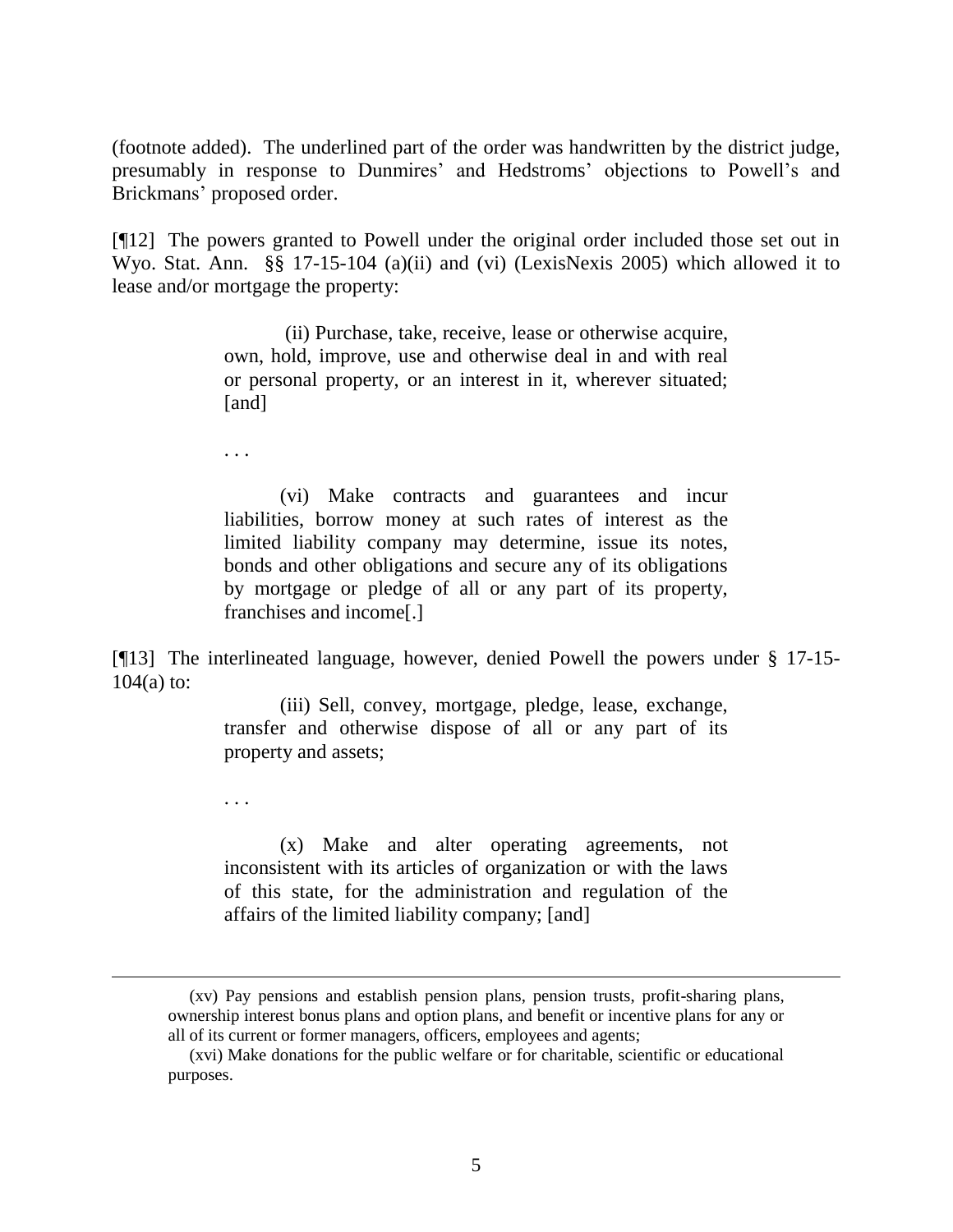(footnote added). The underlined part of the order was handwritten by the district judge, presumably in response to Dunmires' and Hedstroms' objections to Powell's and Brickmans' proposed order.

[¶12] The powers granted to Powell under the original order included those set out in Wyo. Stat. Ann. §§ 17-15-104 (a)(ii) and (vi) (LexisNexis 2005) which allowed it to lease and/or mortgage the property:

> (ii) Purchase, take, receive, lease or otherwise acquire, own, hold, improve, use and otherwise deal in and with real or personal property, or an interest in it, wherever situated; [and]
>
> . . .
>
> (vi) Make contracts and guarantees and incur liabilities, borrow money at such rates of interest as the limited liability company may determine, issue its notes, bonds and other obligations and secure any of its obligations by mortgage or pledge of all or any part of its property, franchises and income[.]

[¶13] The interlineated language, however, denied Powell the powers under § 17-15-104(a) to:

> (iii) Sell, convey, mortgage, pledge, lease, exchange, transfer and otherwise dispose of all or any part of its property and assets;
>
> . . .
>
> (x) Make and alter operating agreements, not inconsistent with its articles of organization or with the laws of this state, for the administration and regulation of the affairs of the limited liability company; [and]

---

(xv) Pay pensions and establish pension plans, pension trusts, profit-sharing plans, ownership interest bonus plans and option plans, and benefit or incentive plans for any or all of its current or former managers, officers, employees and agents;

(xvi) Make donations for the public welfare or for charitable, scientific or educational purposes.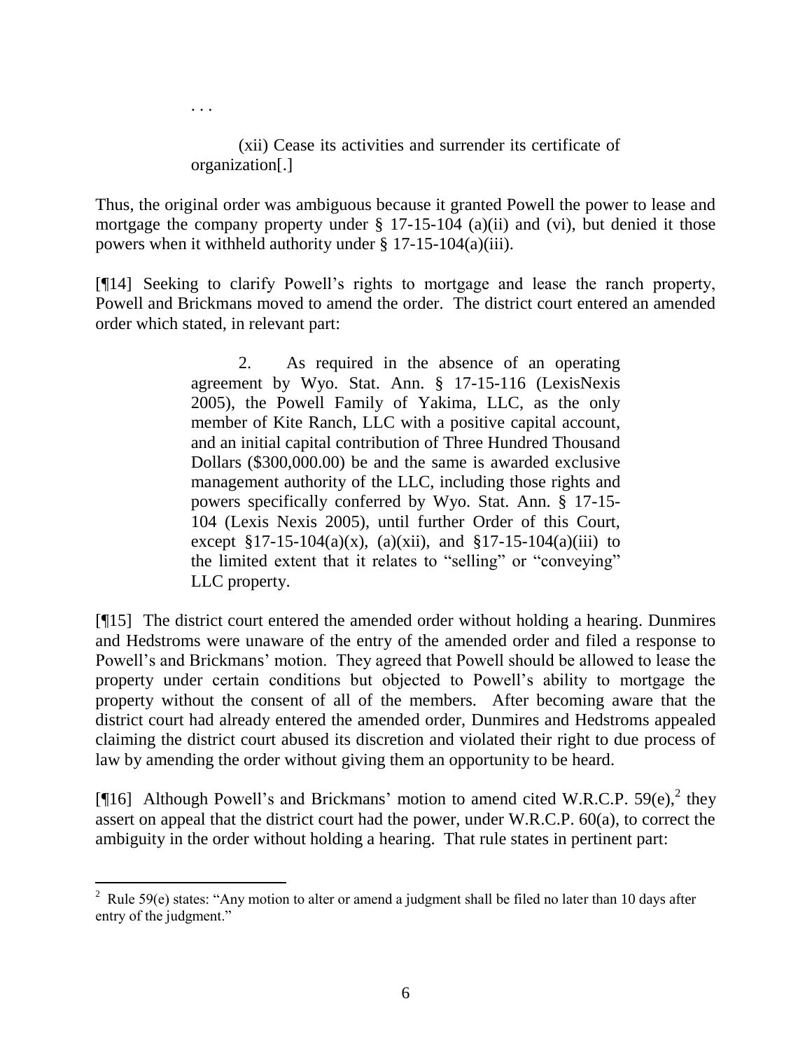. . .

> (xii) Cease its activities and surrender its certificate of organization[.]

Thus, the original order was ambiguous because it granted Powell the power to lease and mortgage the company property under § 17-15-104 (a)(ii) and (vi), but denied it those powers when it withheld authority under § 17-15-104(a)(iii).

[¶14] Seeking to clarify Powell's rights to mortgage and lease the ranch property, Powell and Brickmans moved to amend the order. The district court entered an amended order which stated, in relevant part:

> 2. As required in the absence of an operating agreement by Wyo. Stat. Ann. § 17-15-116 (LexisNexis 2005), the Powell Family of Yakima, LLC, as the only member of Kite Ranch, LLC with a positive capital account, and an initial capital contribution of Three Hundred Thousand Dollars ($300,000.00) be and the same is awarded exclusive management authority of the LLC, including those rights and powers specifically conferred by Wyo. Stat. Ann. § 17-15-104 (Lexis Nexis 2005), until further Order of this Court, except §17-15-104(a)(x), (a)(xii), and §17-15-104(a)(iii) to the limited extent that it relates to "selling" or "conveying" LLC property.

[¶15] The district court entered the amended order without holding a hearing. Dunmires and Hedstroms were unaware of the entry of the amended order and filed a response to Powell's and Brickmans' motion. They agreed that Powell should be allowed to lease the property under certain conditions but objected to Powell's ability to mortgage the property without the consent of all of the members. After becoming aware that the district court had already entered the amended order, Dunmires and Hedstroms appealed claiming the district court abused its discretion and violated their right to due process of law by amending the order without giving them an opportunity to be heard.

[¶16] Although Powell's and Brickmans' motion to amend cited W.R.C.P. 59(e),[2] they assert on appeal that the district court had the power, under W.R.C.P. 60(a), to correct the ambiguity in the order without holding a hearing. That rule states in pertinent part:

---

[2] Rule 59(e) states: "Any motion to alter or amend a judgment shall be filed no later than 10 days after entry of the judgment."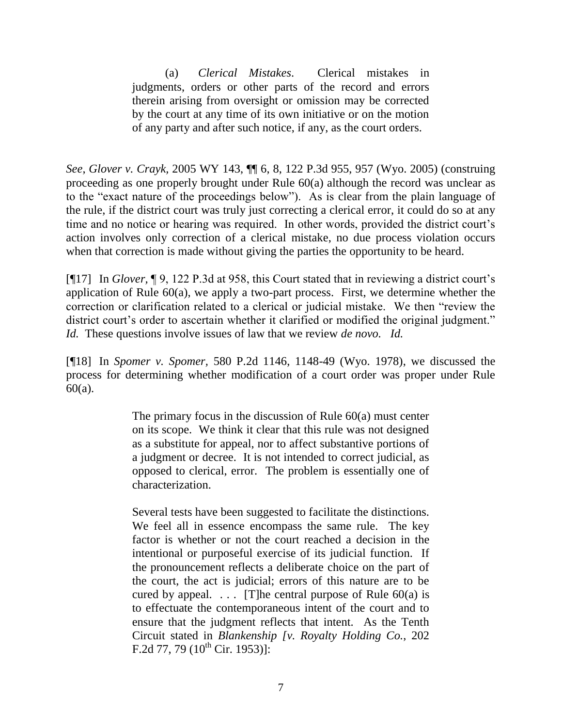> (a) *Clerical Mistakes*. Clerical mistakes in judgments, orders or other parts of the record and errors therein arising from oversight or omission may be corrected by the court at any time of its own initiative or on the motion of any party and after such notice, if any, as the court orders.

*See*, *Glover v. Crayk*, 2005 WY 143, ¶¶ 6, 8, 122 P.3d 955, 957 (Wyo. 2005) (construing proceeding as one properly brought under Rule 60(a) although the record was unclear as to the "exact nature of the proceedings below"). As is clear from the plain language of the rule, if the district court was truly just correcting a clerical error, it could do so at any time and no notice or hearing was required. In other words, provided the district court's action involves only correction of a clerical mistake, no due process violation occurs when that correction is made without giving the parties the opportunity to be heard.

[¶17] In *Glover*, ¶ 9, 122 P.3d at 958, this Court stated that in reviewing a district court's application of Rule 60(a), we apply a two-part process. First, we determine whether the correction or clarification related to a clerical or judicial mistake. We then "review the district court's order to ascertain whether it clarified or modified the original judgment." *Id.* These questions involve issues of law that we review *de novo*. *Id.*

[¶18] In *Spomer v. Spomer*, 580 P.2d 1146, 1148-49 (Wyo. 1978), we discussed the process for determining whether modification of a court order was proper under Rule 60(a).

> The primary focus in the discussion of Rule 60(a) must center on its scope. We think it clear that this rule was not designed as a substitute for appeal, nor to affect substantive portions of a judgment or decree. It is not intended to correct judicial, as opposed to clerical, error. The problem is essentially one of characterization.
>
> Several tests have been suggested to facilitate the distinctions. We feel all in essence encompass the same rule. The key factor is whether or not the court reached a decision in the intentional or purposeful exercise of its judicial function. If the pronouncement reflects a deliberate choice on the part of the court, the act is judicial; errors of this nature are to be cured by appeal. . . . [T]he central purpose of Rule 60(a) is to effectuate the contemporaneous intent of the court and to ensure that the judgment reflects that intent. As the Tenth Circuit stated in *Blankenship [v. Royalty Holding Co.*, 202 F.2d 77, 79 (10th Cir. 1953)]: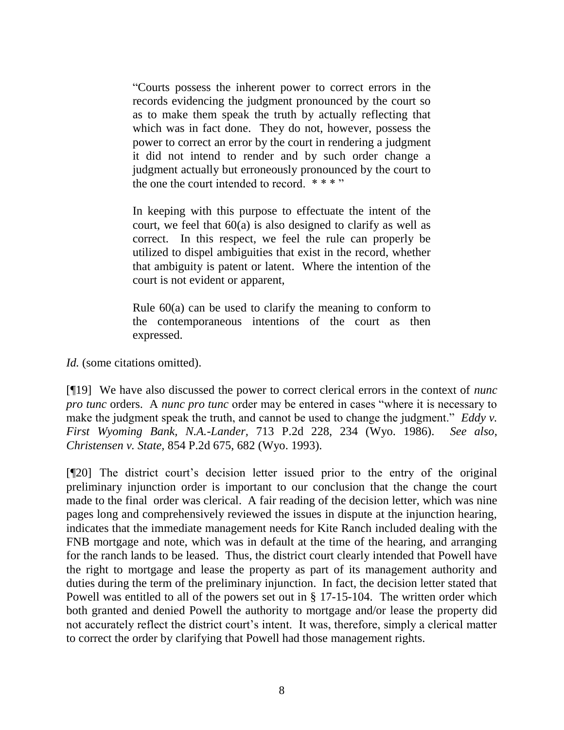> "Courts possess the inherent power to correct errors in the records evidencing the judgment pronounced by the court so as to make them speak the truth by actually reflecting that which was in fact done. They do not, however, possess the power to correct an error by the court in rendering a judgment it did not intend to render and by such order change a judgment actually but erroneously pronounced by the court to the one the court intended to record. * * * "
>
> In keeping with this purpose to effectuate the intent of the court, we feel that 60(a) is also designed to clarify as well as correct. In this respect, we feel the rule can properly be utilized to dispel ambiguities that exist in the record, whether that ambiguity is patent or latent. Where the intention of the court is not evident or apparent,
>
> Rule 60(a) can be used to clarify the meaning to conform to the contemporaneous intentions of the court as then expressed.

*Id.* (some citations omitted).

[¶19] We have also discussed the power to correct clerical errors in the context of *nunc pro tunc* orders. A *nunc pro tunc* order may be entered in cases "where it is necessary to make the judgment speak the truth, and cannot be used to change the judgment." *Eddy v. First Wyoming Bank, N.A.-Lander*, 713 P.2d 228, 234 (Wyo. 1986). *See also*, *Christensen v. State*, 854 P.2d 675, 682 (Wyo. 1993).

[¶20] The district court's decision letter issued prior to the entry of the original preliminary injunction order is important to our conclusion that the change the court made to the final order was clerical. A fair reading of the decision letter, which was nine pages long and comprehensively reviewed the issues in dispute at the injunction hearing, indicates that the immediate management needs for Kite Ranch included dealing with the FNB mortgage and note, which was in default at the time of the hearing, and arranging for the ranch lands to be leased. Thus, the district court clearly intended that Powell have the right to mortgage and lease the property as part of its management authority and duties during the term of the preliminary injunction. In fact, the decision letter stated that Powell was entitled to all of the powers set out in § 17-15-104. The written order which both granted and denied Powell the authority to mortgage and/or lease the property did not accurately reflect the district court's intent. It was, therefore, simply a clerical matter to correct the order by clarifying that Powell had those management rights.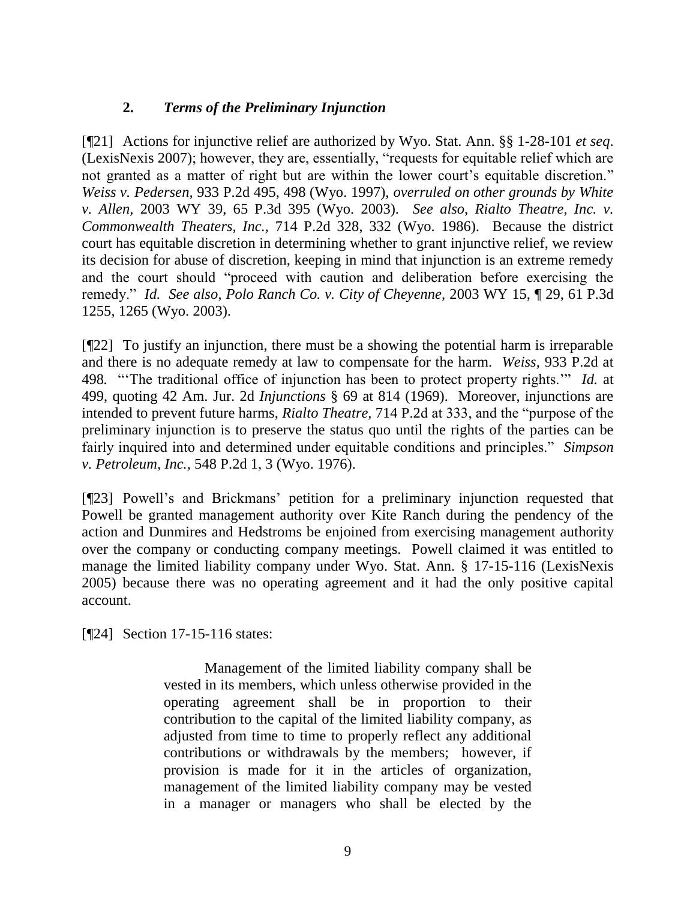### 2. *Terms of the Preliminary Injunction*

[¶21] Actions for injunctive relief are authorized by Wyo. Stat. Ann. §§ 1-28-101 *et seq*. (LexisNexis 2007); however, they are, essentially, "requests for equitable relief which are not granted as a matter of right but are within the lower court's equitable discretion." *Weiss v. Pedersen*, 933 P.2d 495, 498 (Wyo. 1997), *overruled on other grounds by White v. Allen*, 2003 WY 39, 65 P.3d 395 (Wyo. 2003). *See also*, *Rialto Theatre, Inc. v. Commonwealth Theaters, Inc.*, 714 P.2d 328, 332 (Wyo. 1986). Because the district court has equitable discretion in determining whether to grant injunctive relief, we review its decision for abuse of discretion, keeping in mind that injunction is an extreme remedy and the court should "proceed with caution and deliberation before exercising the remedy." *Id. See also*, *Polo Ranch Co. v. City of Cheyenne*, 2003 WY 15, ¶ 29, 61 P.3d 1255, 1265 (Wyo. 2003).

[¶22] To justify an injunction, there must be a showing the potential harm is irreparable and there is no adequate remedy at law to compensate for the harm. *Weiss*, 933 P.2d at 498. "'The traditional office of injunction has been to protect property rights.'" *Id.* at 499, quoting 42 Am. Jur. 2d *Injunctions* § 69 at 814 (1969). Moreover, injunctions are intended to prevent future harms, *Rialto Theatre*, 714 P.2d at 333, and the "purpose of the preliminary injunction is to preserve the status quo until the rights of the parties can be fairly inquired into and determined under equitable conditions and principles." *Simpson v. Petroleum, Inc.*, 548 P.2d 1, 3 (Wyo. 1976).

[¶23] Powell's and Brickmans' petition for a preliminary injunction requested that Powell be granted management authority over Kite Ranch during the pendency of the action and Dunmires and Hedstroms be enjoined from exercising management authority over the company or conducting company meetings. Powell claimed it was entitled to manage the limited liability company under Wyo. Stat. Ann. § 17-15-116 (LexisNexis 2005) because there was no operating agreement and it had the only positive capital account.

[¶24] Section 17-15-116 states:

> Management of the limited liability company shall be vested in its members, which unless otherwise provided in the operating agreement shall be in proportion to their contribution to the capital of the limited liability company, as adjusted from time to time to properly reflect any additional contributions or withdrawals by the members; however, if provision is made for it in the articles of organization, management of the limited liability company may be vested in a manager or managers who shall be elected by the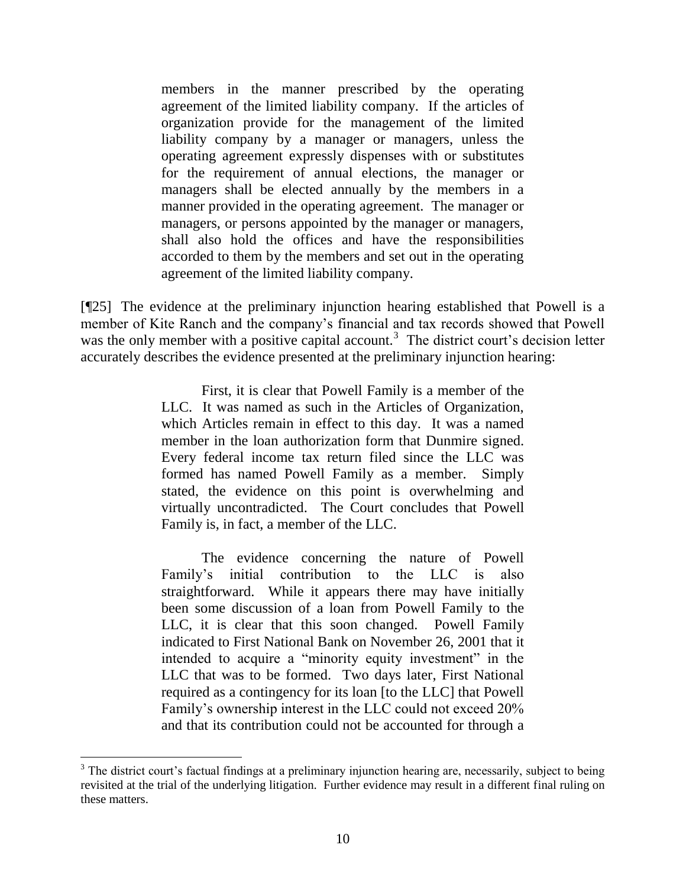> members in the manner prescribed by the operating agreement of the limited liability company. If the articles of organization provide for the management of the limited liability company by a manager or managers, unless the operating agreement expressly dispenses with or substitutes for the requirement of annual elections, the manager or managers shall be elected annually by the members in a manner provided in the operating agreement. The manager or managers, or persons appointed by the manager or managers, shall also hold the offices and have the responsibilities accorded to them by the members and set out in the operating agreement of the limited liability company.

[¶25] The evidence at the preliminary injunction hearing established that Powell is a member of Kite Ranch and the company's financial and tax records showed that Powell was the only member with a positive capital account.[3] The district court's decision letter accurately describes the evidence presented at the preliminary injunction hearing:

> First, it is clear that Powell Family is a member of the LLC. It was named as such in the Articles of Organization, which Articles remain in effect to this day. It was a named member in the loan authorization form that Dunmire signed. Every federal income tax return filed since the LLC was formed has named Powell Family as a member. Simply stated, the evidence on this point is overwhelming and virtually uncontradicted. The Court concludes that Powell Family is, in fact, a member of the LLC.
>
> The evidence concerning the nature of Powell Family's initial contribution to the LLC is also straightforward. While it appears there may have initially been some discussion of a loan from Powell Family to the LLC, it is clear that this soon changed. Powell Family indicated to First National Bank on November 26, 2001 that it intended to acquire a "minority equity investment" in the LLC that was to be formed. Two days later, First National required as a contingency for its loan [to the LLC] that Powell Family's ownership interest in the LLC could not exceed 20% and that its contribution could not be accounted for through a

[3] The district court's factual findings at a preliminary injunction hearing are, necessarily, subject to being revisited at the trial of the underlying litigation. Further evidence may result in a different final ruling on these matters.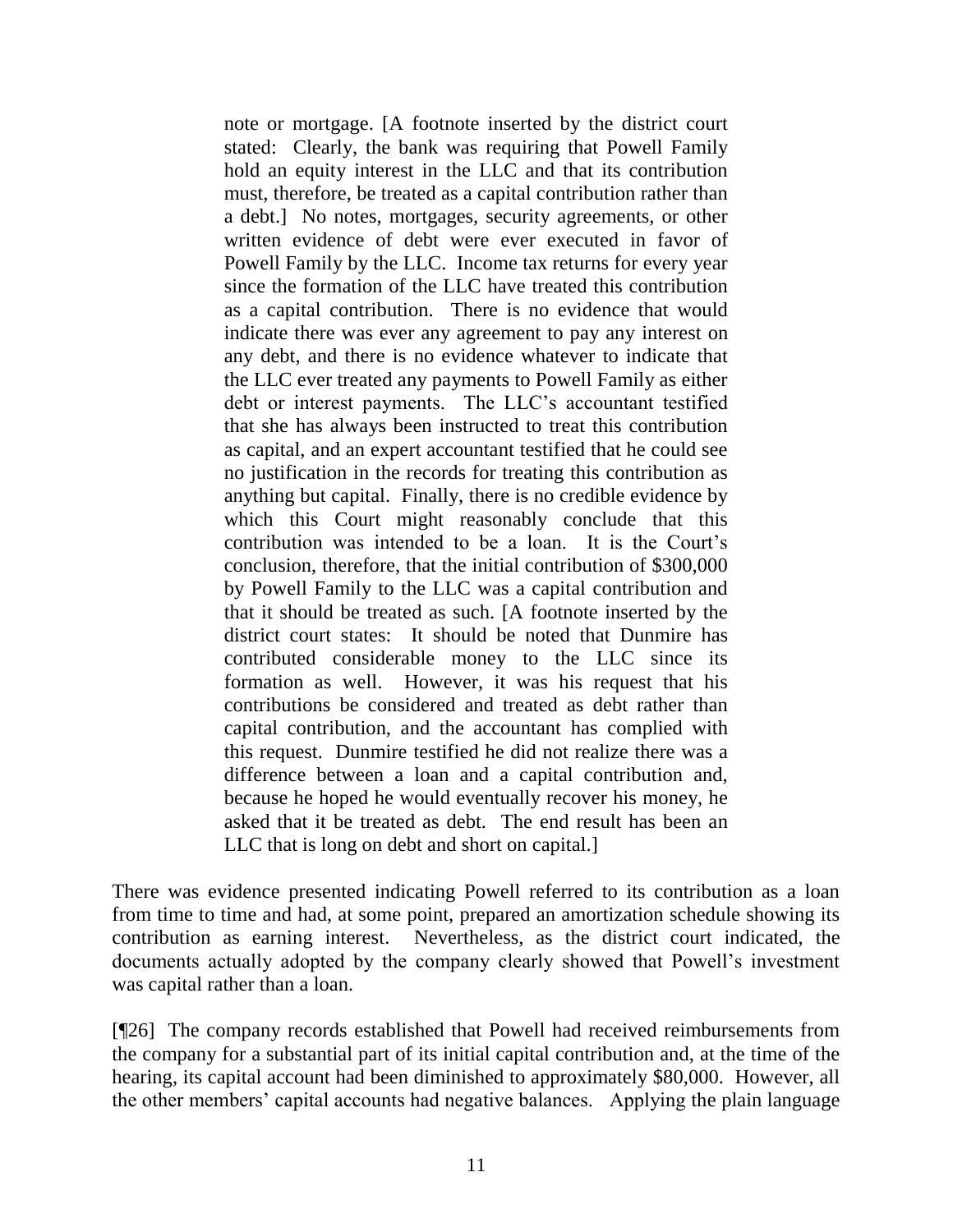> note or mortgage. [A footnote inserted by the district court stated: Clearly, the bank was requiring that Powell Family hold an equity interest in the LLC and that its contribution must, therefore, be treated as a capital contribution rather than a debt.] No notes, mortgages, security agreements, or other written evidence of debt were ever executed in favor of Powell Family by the LLC. Income tax returns for every year since the formation of the LLC have treated this contribution as a capital contribution. There is no evidence that would indicate there was ever any agreement to pay any interest on any debt, and there is no evidence whatever to indicate that the LLC ever treated any payments to Powell Family as either debt or interest payments. The LLC's accountant testified that she has always been instructed to treat this contribution as capital, and an expert accountant testified that he could see no justification in the records for treating this contribution as anything but capital. Finally, there is no credible evidence by which this Court might reasonably conclude that this contribution was intended to be a loan. It is the Court's conclusion, therefore, that the initial contribution of $300,000 by Powell Family to the LLC was a capital contribution and that it should be treated as such. [A footnote inserted by the district court states: It should be noted that Dunmire has contributed considerable money to the LLC since its formation as well. However, it was his request that his contributions be considered and treated as debt rather than capital contribution, and the accountant has complied with this request. Dunmire testified he did not realize there was a difference between a loan and a capital contribution and, because he hoped he would eventually recover his money, he asked that it be treated as debt. The end result has been an LLC that is long on debt and short on capital.]

There was evidence presented indicating Powell referred to its contribution as a loan from time to time and had, at some point, prepared an amortization schedule showing its contribution as earning interest. Nevertheless, as the district court indicated, the documents actually adopted by the company clearly showed that Powell's investment was capital rather than a loan.

[¶26] The company records established that Powell had received reimbursements from the company for a substantial part of its initial capital contribution and, at the time of the hearing, its capital account had been diminished to approximately $80,000. However, all the other members' capital accounts had negative balances. Applying the plain language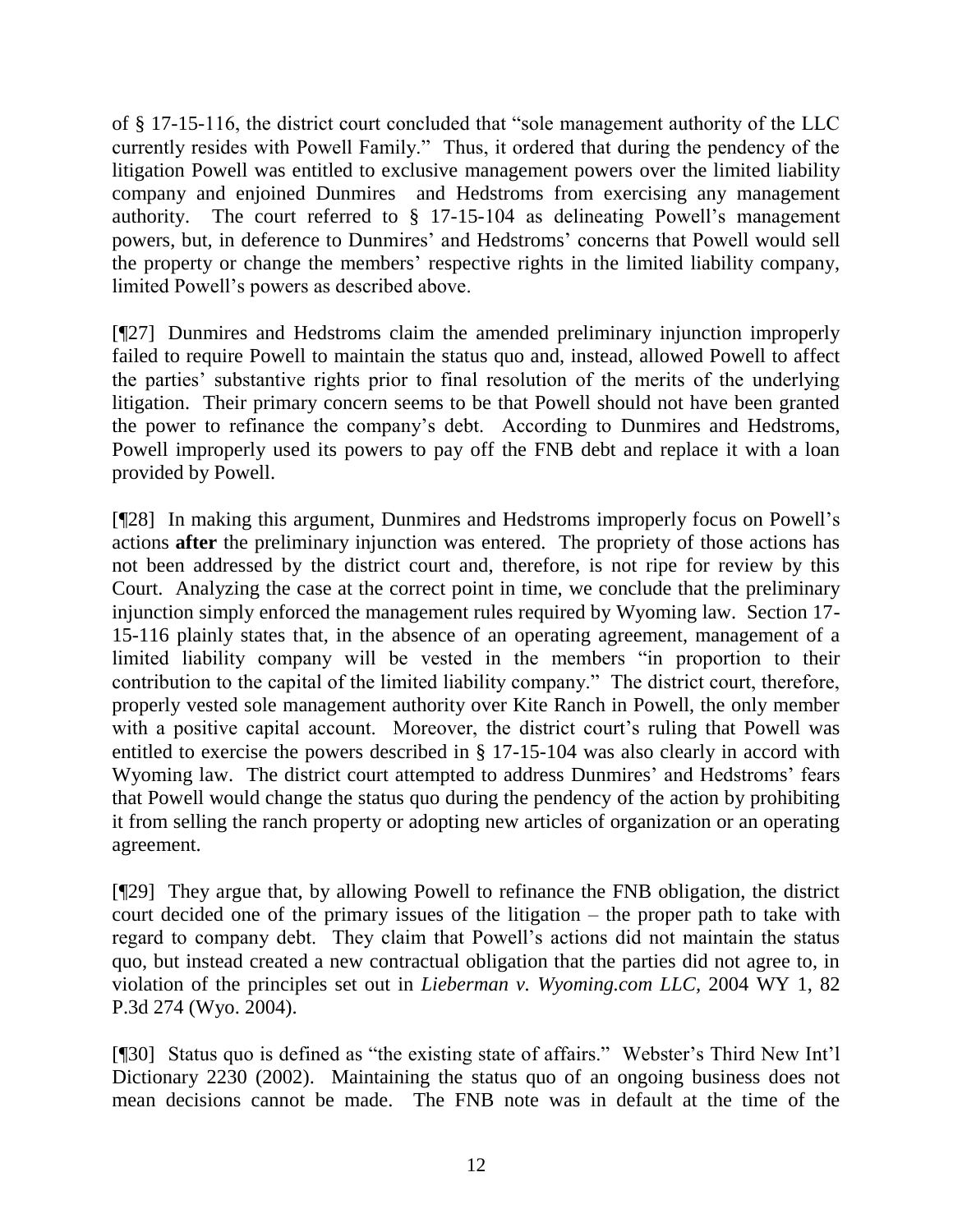of § 17-15-116, the district court concluded that "sole management authority of the LLC currently resides with Powell Family." Thus, it ordered that during the pendency of the litigation Powell was entitled to exclusive management powers over the limited liability company and enjoined Dunmires and Hedstroms from exercising any management authority. The court referred to § 17-15-104 as delineating Powell's management powers, but, in deference to Dunmires' and Hedstroms' concerns that Powell would sell the property or change the members' respective rights in the limited liability company, limited Powell's powers as described above.

[¶27] Dunmires and Hedstroms claim the amended preliminary injunction improperly failed to require Powell to maintain the status quo and, instead, allowed Powell to affect the parties' substantive rights prior to final resolution of the merits of the underlying litigation. Their primary concern seems to be that Powell should not have been granted the power to refinance the company's debt. According to Dunmires and Hedstroms, Powell improperly used its powers to pay off the FNB debt and replace it with a loan provided by Powell.

[¶28] In making this argument, Dunmires and Hedstroms improperly focus on Powell's actions **after** the preliminary injunction was entered. The propriety of those actions has not been addressed by the district court and, therefore, is not ripe for review by this Court. Analyzing the case at the correct point in time, we conclude that the preliminary injunction simply enforced the management rules required by Wyoming law. Section 17-15-116 plainly states that, in the absence of an operating agreement, management of a limited liability company will be vested in the members "in proportion to their contribution to the capital of the limited liability company." The district court, therefore, properly vested sole management authority over Kite Ranch in Powell, the only member with a positive capital account. Moreover, the district court's ruling that Powell was entitled to exercise the powers described in § 17-15-104 was also clearly in accord with Wyoming law. The district court attempted to address Dunmires' and Hedstroms' fears that Powell would change the status quo during the pendency of the action by prohibiting it from selling the ranch property or adopting new articles of organization or an operating agreement.

[¶29] They argue that, by allowing Powell to refinance the FNB obligation, the district court decided one of the primary issues of the litigation – the proper path to take with regard to company debt. They claim that Powell's actions did not maintain the status quo, but instead created a new contractual obligation that the parties did not agree to, in violation of the principles set out in *Lieberman v. Wyoming.com LLC*, 2004 WY 1, 82 P.3d 274 (Wyo. 2004).

[¶30] Status quo is defined as "the existing state of affairs." Webster's Third New Int'l Dictionary 2230 (2002). Maintaining the status quo of an ongoing business does not mean decisions cannot be made. The FNB note was in default at the time of the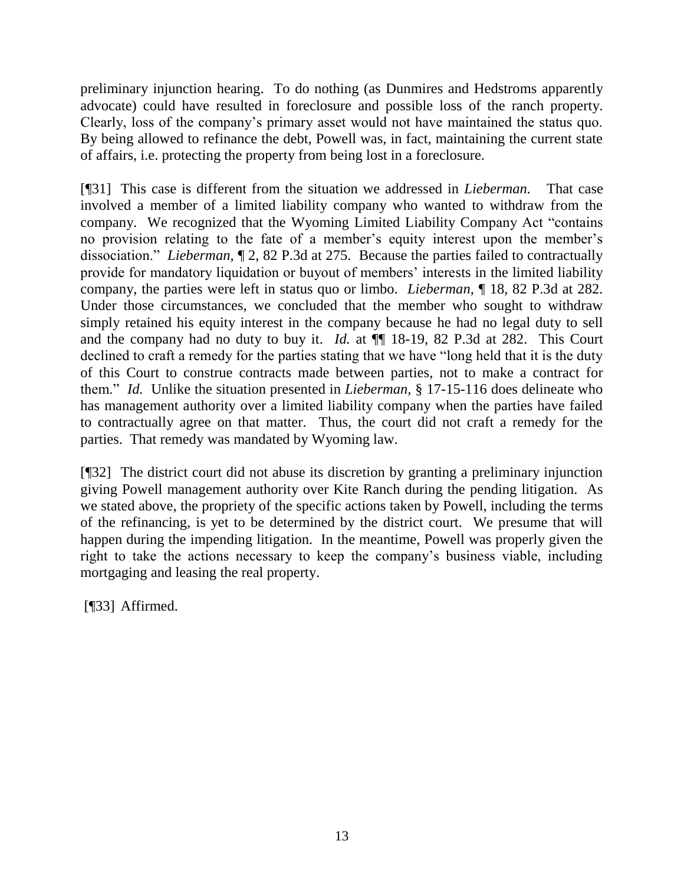preliminary injunction hearing. To do nothing (as Dunmires and Hedstroms apparently advocate) could have resulted in foreclosure and possible loss of the ranch property. Clearly, loss of the company's primary asset would not have maintained the status quo. By being allowed to refinance the debt, Powell was, in fact, maintaining the current state of affairs, i.e. protecting the property from being lost in a foreclosure.

[¶31] This case is different from the situation we addressed in *Lieberman.* That case involved a member of a limited liability company who wanted to withdraw from the company. We recognized that the Wyoming Limited Liability Company Act "contains no provision relating to the fate of a member's equity interest upon the member's dissociation." *Lieberman,* ¶ 2, 82 P.3d at 275. Because the parties failed to contractually provide for mandatory liquidation or buyout of members' interests in the limited liability company, the parties were left in status quo or limbo. *Lieberman*, ¶ 18, 82 P.3d at 282. Under those circumstances, we concluded that the member who sought to withdraw simply retained his equity interest in the company because he had no legal duty to sell and the company had no duty to buy it. *Id.* at ¶¶ 18-19, 82 P.3d at 282. This Court declined to craft a remedy for the parties stating that we have "long held that it is the duty of this Court to construe contracts made between parties, not to make a contract for them." *Id.* Unlike the situation presented in *Lieberman,* § 17-15-116 does delineate who has management authority over a limited liability company when the parties have failed to contractually agree on that matter. Thus, the court did not craft a remedy for the parties. That remedy was mandated by Wyoming law.

[¶32] The district court did not abuse its discretion by granting a preliminary injunction giving Powell management authority over Kite Ranch during the pending litigation. As we stated above, the propriety of the specific actions taken by Powell, including the terms of the refinancing, is yet to be determined by the district court. We presume that will happen during the impending litigation. In the meantime, Powell was properly given the right to take the actions necessary to keep the company's business viable, including mortgaging and leasing the real property.

[¶33] Affirmed.